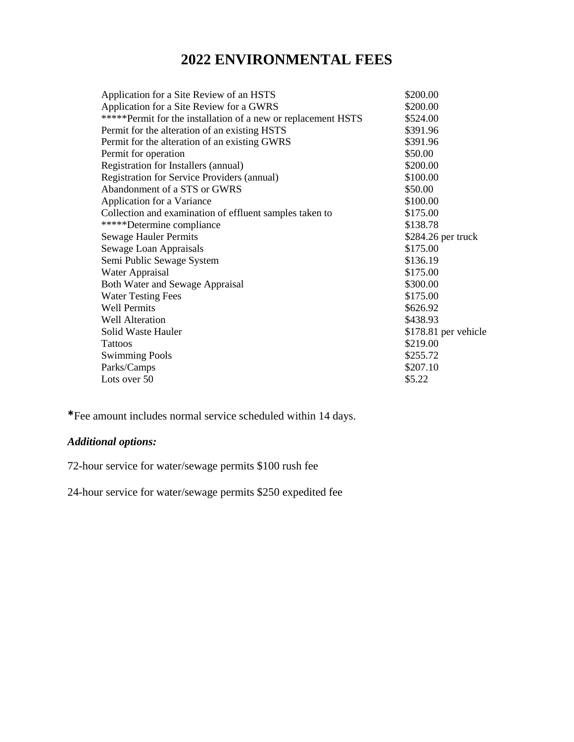# 2022 ENVIRONMENTAL FEES

| | |
|---|---|
| Application for a Site Review of an HSTS | $200.00 |
| Application for a Site Review for a GWRS | $200.00 |
| *****Permit for the installation of a new or replacement HSTS | $524.00 |
| Permit for the alteration of an existing HSTS | $391.96 |
| Permit for the alteration of an existing GWRS | $391.96 |
| Permit for operation | $50.00 |
| Registration for Installers (annual) | $200.00 |
| Registration for Service Providers (annual) | $100.00 |
| Abandonment of a STS or GWRS | $50.00 |
| Application for a Variance | $100.00 |
| Collection and examination of effluent samples taken to | $175.00 |
| *****Determine compliance | $138.78 |
| Sewage Hauler Permits | $284.26 per truck |
| Sewage Loan Appraisals | $175.00 |
| Semi Public Sewage System | $136.19 |
| Water Appraisal | $175.00 |
| Both Water and Sewage Appraisal | $300.00 |
| Water Testing Fees | $175.00 |
| Well Permits | $626.92 |
| Well Alteration | $438.93 |
| Solid Waste Hauler | $178.81 per vehicle |
| Tattoos | $219.00 |
| Swimming Pools | $255.72 |
| Parks/Camps | $207.10 |
| Lots over 50 | $5.22 |

*Fee amount includes normal service scheduled within 14 days.

***Additional options:***

72-hour service for water/sewage permits $100 rush fee

24-hour service for water/sewage permits $250 expedited fee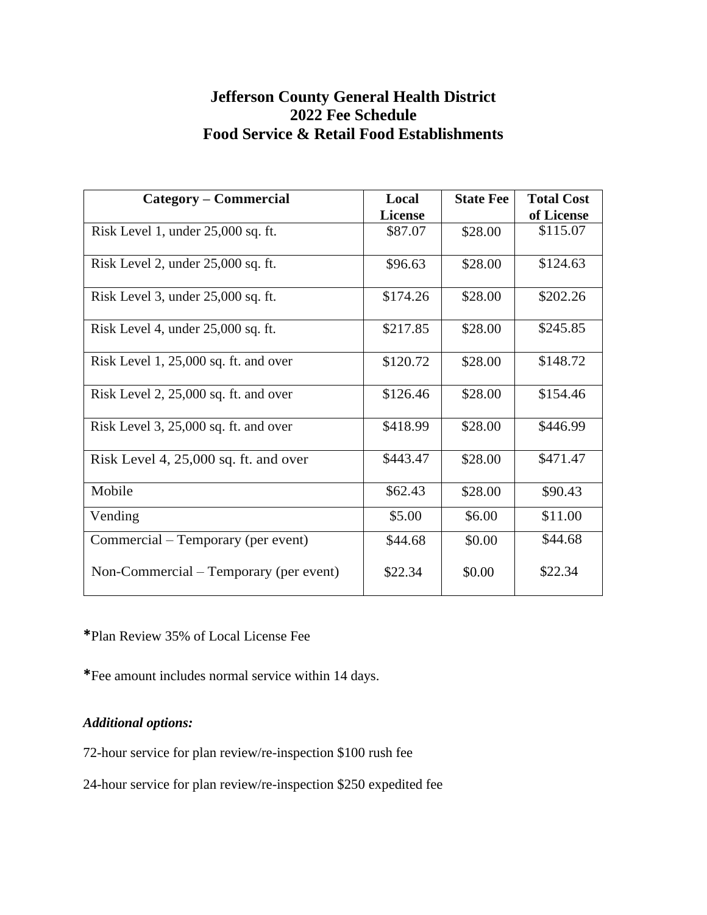# Jefferson County General Health District
## 2022 Fee Schedule
## Food Service & Retail Food Establishments

| Category – Commercial | Local License | State Fee | Total Cost of License |
|---|---|---|---|
| Risk Level 1, under 25,000 sq. ft. | $87.07 | $28.00 | $115.07 |
| Risk Level 2, under 25,000 sq. ft. | $96.63 | $28.00 | $124.63 |
| Risk Level 3, under 25,000 sq. ft. | $174.26 | $28.00 | $202.26 |
| Risk Level 4, under 25,000 sq. ft. | $217.85 | $28.00 | $245.85 |
| Risk Level 1, 25,000 sq. ft. and over | $120.72 | $28.00 | $148.72 |
| Risk Level 2, 25,000 sq. ft. and over | $126.46 | $28.00 | $154.46 |
| Risk Level 3, 25,000 sq. ft. and over | $418.99 | $28.00 | $446.99 |
| Risk Level 4, 25,000 sq. ft. and over | $443.47 | $28.00 | $471.47 |
| Mobile | $62.43 | $28.00 | $90.43 |
| Vending | $5.00 | $6.00 | $11.00 |
| Commercial – Temporary (per event) | $44.68 | $0.00 | $44.68 |
| Non-Commercial – Temporary (per event) | $22.34 | $0.00 | $22.34 |

*Plan Review 35% of Local License Fee

*Fee amount includes normal service within 14 days.

***Additional options:***

72-hour service for plan review/re-inspection $100 rush fee

24-hour service for plan review/re-inspection $250 expedited fee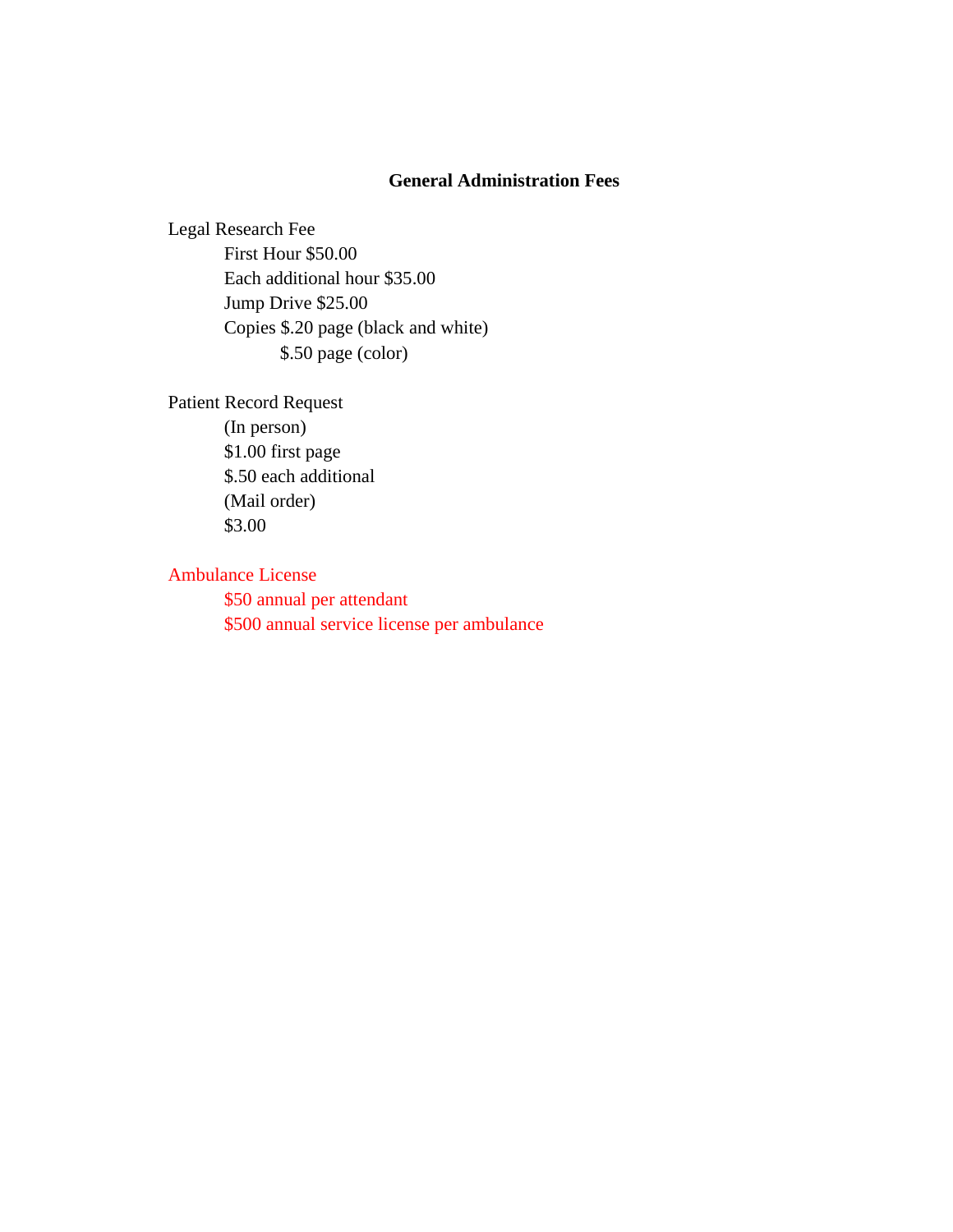## General Administration Fees

Legal Research Fee

- First Hour $50.00
- Each additional hour $35.00
- Jump Drive $25.00
- Copies $.20 page (black and white)
  - $.50 page (color)

Patient Record Request

- (In person)
- $1.00 first page
- $.50 each additional
- (Mail order)
- $3.00

Ambulance License

- $50 annual per attendant
- $500 annual service license per ambulance